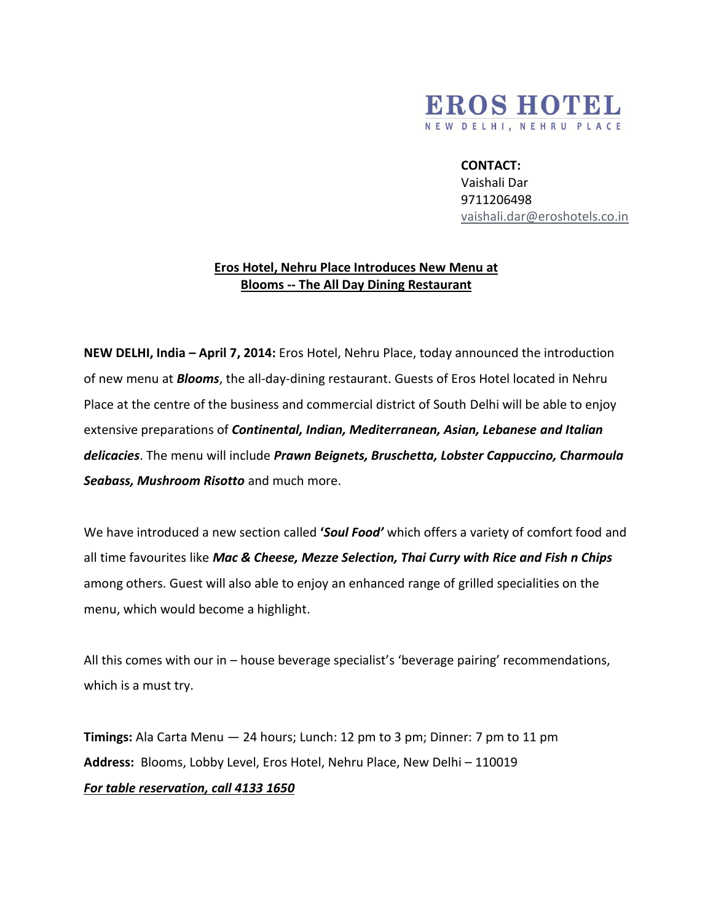**EROS HOTEL**
NEW DELHI, NEHRU PLACE

**CONTACT:**
Vaishali Dar
9711206498
vaishali.dar@eroshotels.co.in

## Eros Hotel, Nehru Place Introduces New Menu at Blooms -- The All Day Dining Restaurant

**NEW DELHI, India – April 7, 2014:** Eros Hotel, Nehru Place, today announced the introduction of new menu at ***Blooms***, the all-day-dining restaurant. Guests of Eros Hotel located in Nehru Place at the centre of the business and commercial district of South Delhi will be able to enjoy extensive preparations of ***Continental, Indian, Mediterranean, Asian, Lebanese and Italian delicacies***. The menu will include ***Prawn Beignets, Bruschetta, Lobster Cappuccino, Charmoula Seabass, Mushroom Risotto*** and much more.

We have introduced a new section called **'*Soul Food'*** which offers a variety of comfort food and all time favourites like ***Mac & Cheese, Mezze Selection, Thai Curry with Rice and Fish n Chips*** among others. Guest will also able to enjoy an enhanced range of grilled specialities on the menu, which would become a highlight.

All this comes with our in – house beverage specialist's 'beverage pairing' recommendations, which is a must try.

**Timings:** Ala Carta Menu — 24 hours; Lunch: 12 pm to 3 pm; Dinner: 7 pm to 11 pm
**Address:** Blooms, Lobby Level, Eros Hotel, Nehru Place, New Delhi – 110019
***For table reservation, call 4133 1650***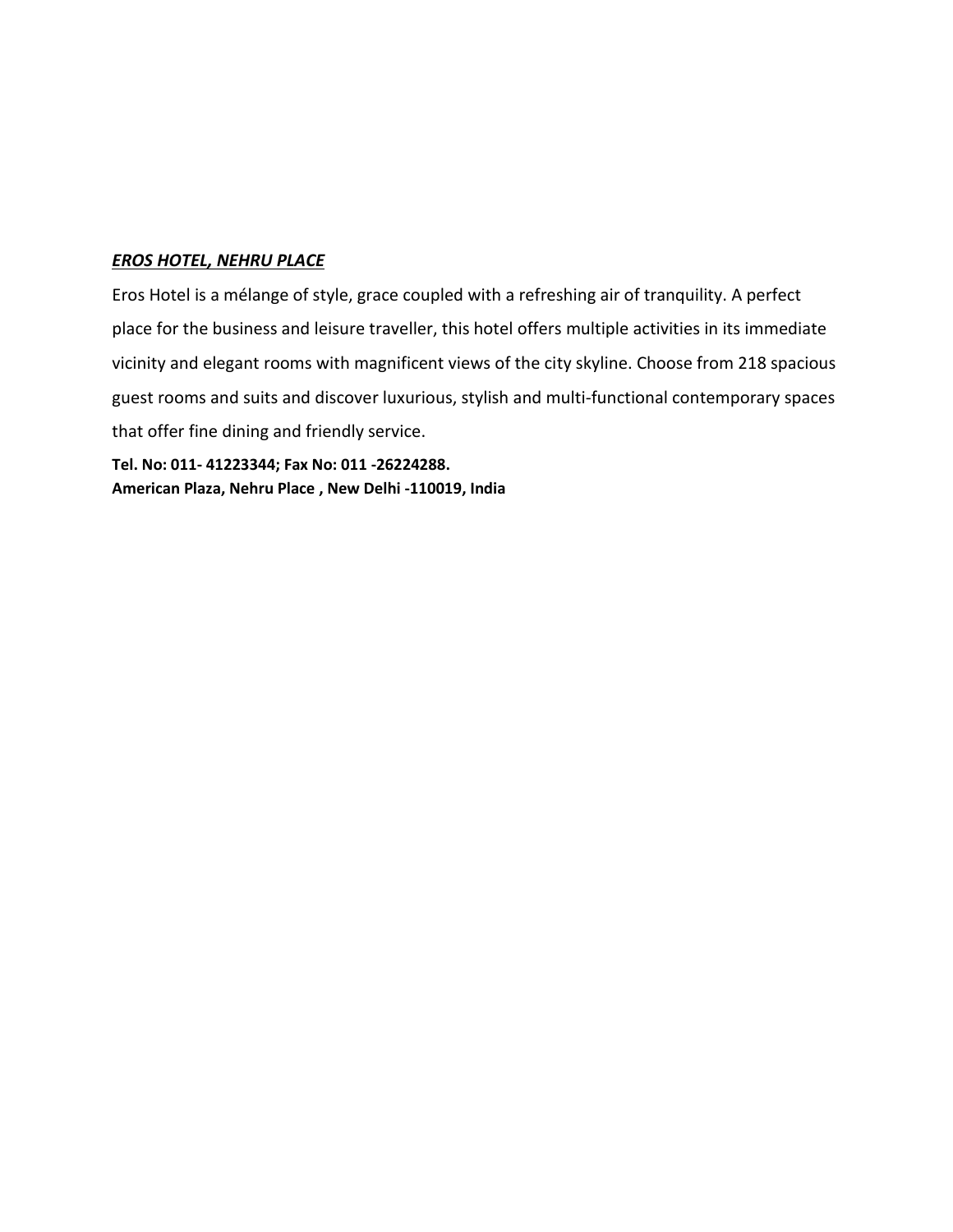***EROS HOTEL, NEHRU PLACE***

Eros Hotel is a mélange of style, grace coupled with a refreshing air of tranquility. A perfect place for the business and leisure traveller, this hotel offers multiple activities in its immediate vicinity and elegant rooms with magnificent views of the city skyline. Choose from 218 spacious guest rooms and suits and discover luxurious, stylish and multi-functional contemporary spaces that offer fine dining and friendly service.

**Tel. No: 011- 41223344; Fax No: 011 -26224288.**
**American Plaza, Nehru Place , New Delhi -110019, India**